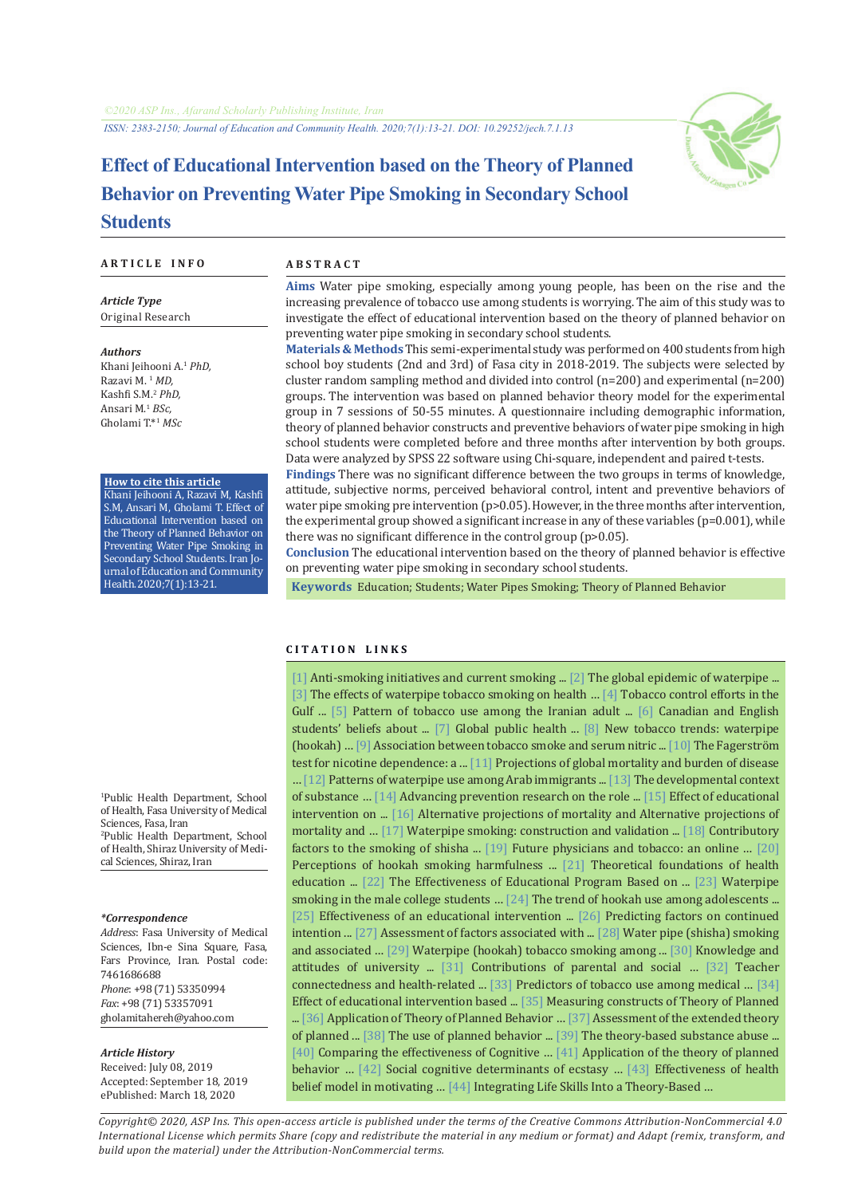©2020 ASP Ins., Afarand Scholarly Publishing Institute, Iran

ISSN: 2383-2150; Journal of Education and Community Health. 2020;7(1):13-21. DOI: 10.29252/jech.7.1.13

# Effect of Educational Intervention based on the Theory of Planned Behavior on Preventing Water Pipe Smoking in Secondary School Students

## ARTICLE INFO

***Article Type***

Original Research

***Authors***

Khani Jeihooni A.[1] *PhD,*
Razavi M. [1] *MD,*
Kashfi S.M.[2] *PhD,*
Ansari M.[1] *BSc,*
Gholami T.*[1] *MSc*

**How to cite this article**

Khani Jeihooni A, Razavi M, Kashfi S.M, Ansari M, Gholami T. Effect of Educational Intervention based on the Theory of Planned Behavior on Preventing Water Pipe Smoking in Secondary School Students. Iran Journal of Education and Community Health. 2020;7(1):13-21.

[1]Public Health Department, School of Health, Fasa University of Medical Sciences, Fasa, Iran
[2]Public Health Department, School of Health, Shiraz University of Medical Sciences, Shiraz, Iran

***Correspondence**

*Address*: Fasa University of Medical Sciences, Ibn-e Sina Square, Fasa, Fars Province, Iran. Postal code: 7461686688
*Phone*: +98 (71) 53350994
*Fax*: +98 (71) 53357091
gholamitahereh@yahoo.com

***Article History***

Received: July 08, 2019
Accepted: September 18, 2019
ePublished: March 18, 2020

## ABSTRACT

**Aims** Water pipe smoking, especially among young people, has been on the rise and the increasing prevalence of tobacco use among students is worrying. The aim of this study was to investigate the effect of educational intervention based on the theory of planned behavior on preventing water pipe smoking in secondary school students.

**Materials & Methods** This semi-experimental study was performed on 400 students from high school boy students (2nd and 3rd) of Fasa city in 2018-2019. The subjects were selected by cluster random sampling method and divided into control (n=200) and experimental (n=200) groups. The intervention was based on planned behavior theory model for the experimental group in 7 sessions of 50-55 minutes. A questionnaire including demographic information, theory of planned behavior constructs and preventive behaviors of water pipe smoking in high school students were completed before and three months after intervention by both groups. Data were analyzed by SPSS 22 software using Chi-square, independent and paired t-tests.

**Findings** There was no significant difference between the two groups in terms of knowledge, attitude, subjective norms, perceived behavioral control, intent and preventive behaviors of water pipe smoking pre intervention ($p>0.05$). However, in the three months after intervention, the experimental group showed a significant increase in any of these variables ($p=0.001$), while there was no significant difference in the control group ($p>0.05$).

**Conclusion** The educational intervention based on the theory of planned behavior is effective on preventing water pipe smoking in secondary school students.

**Keywords** Education; Students; Water Pipes Smoking; Theory of Planned Behavior

## CITATION LINKS

[1] Anti-smoking initiatives and current smoking ... [2] The global epidemic of waterpipe ... [3] The effects of waterpipe tobacco smoking on health ... [4] Tobacco control efforts in the Gulf ... [5] Pattern of tobacco use among the Iranian adult ... [6] Canadian and English students' beliefs about ... [7] Global public health ... [8] New tobacco trends: waterpipe (hookah) ... [9] Association between tobacco smoke and serum nitric ... [10] The Fagerström test for nicotine dependence: a ... [11] Projections of global mortality and burden of disease ... [12] Patterns of waterpipe use among Arab immigrants ... [13] The developmental context of substance ... [14] Advancing prevention research on the role ... [15] Effect of educational intervention on ... [16] Alternative projections of mortality and Alternative projections of mortality and ... [17] Waterpipe smoking: construction and validation ... [18] Contributory factors to the smoking of shisha ... [19] Future physicians and tobacco: an online ... [20] Perceptions of hookah smoking harmfulness ... [21] Theoretical foundations of health education ... [22] The Effectiveness of Educational Program Based on ... [23] Waterpipe smoking in the male college students ... [24] The trend of hookah use among adolescents ... [25] Effectiveness of an educational intervention ... [26] Predicting factors on continued intention ... [27] Assessment of factors associated with ... [28] Water pipe (shisha) smoking and associated ... [29] Waterpipe (hookah) tobacco smoking among ... [30] Knowledge and attitudes of university ... [31] Contributions of parental and social ... [32] Teacher connectedness and health-related ... [33] Predictors of tobacco use among medical ... [34] Effect of educational intervention based ... [35] Measuring constructs of Theory of Planned ... [36] Application of Theory of Planned Behavior ... [37] Assessment of the extended theory of planned ... [38] The use of planned behavior ... [39] The theory-based substance abuse ... [40] Comparing the effectiveness of Cognitive ... [41] Application of the theory of planned behavior ... [42] Social cognitive determinants of ecstasy ... [43] Effectiveness of health belief model in motivating ... [44] Integrating Life Skills Into a Theory-Based ...

*Copyright© 2020, ASP Ins. This open-access article is published under the terms of the Creative Commons Attribution-NonCommercial 4.0 International License which permits Share (copy and redistribute the material in any medium or format) and Adapt (remix, transform, and build upon the material) under the Attribution-NonCommercial terms.*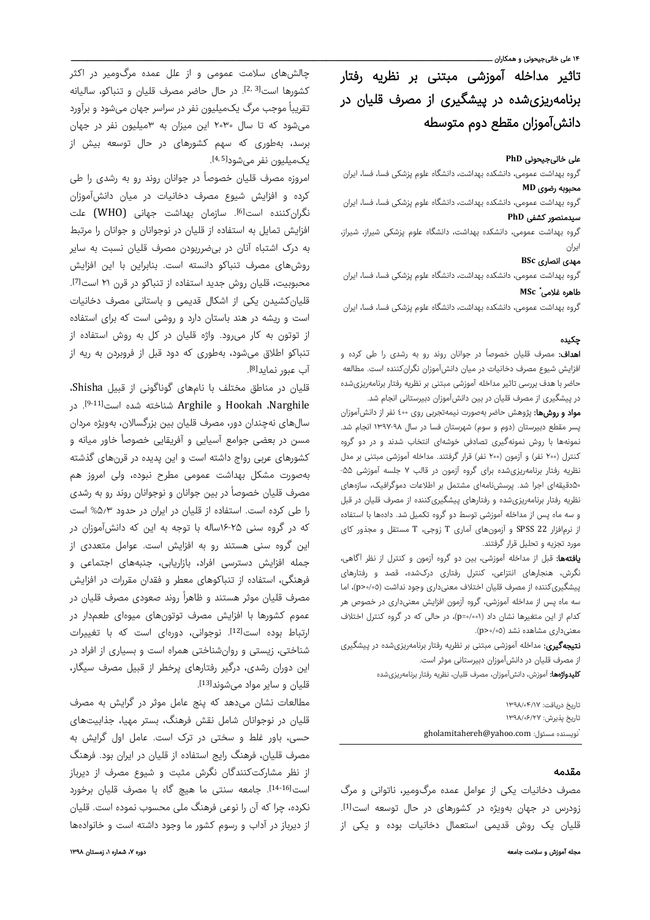# تاثیر مداخله آموزشی مبتنی بر نظریه رفتار برنامه‌ریزی‌شده در پیشگیری از مصرف قلیان در دانش‌آموزان مقطع دوم متوسطه

**علی خانی‌جیحونی PhD**

گروه بهداشت عمومی، دانشکده بهداشت، دانشگاه علوم پزشکی فسا، فسا، ایران

**محبوبه رضوی MD**

گروه بهداشت عمومی، دانشکده بهداشت، دانشگاه علوم پزشکی فسا، فسا، ایران

**سیدمنصور کشفی PhD**

گروه بهداشت عمومی، دانشکده بهداشت، دانشگاه علوم پزشکی شیراز، شیراز، ایران

**مهدی انصاری BSc**

گروه بهداشت عمومی، دانشکده بهداشت، دانشگاه علوم پزشکی فسا، فسا، ایران

**طاهره غلامی* MSc**

گروه بهداشت عمومی، دانشکده بهداشت، دانشگاه علوم پزشکی فسا، فسا، ایران

## چکیده

**اهداف:** مصرف قلیان خصوصاً در جوانان روند رو به رشدی را طی کرده و افزایش شیوع مصرف دخانیات در میان دانش‌آموزان نگران‌کننده است. مطالعه حاضر با هدف بررسی تاثیر مداخله آموزشی مبتنی بر نظریه رفتار برنامه‌ریزی‌شده در پیشگیری از مصرف قلیان در بین دانش‌آموزان دبیرستانی انجام شد.

**مواد و روش‌ها:** پژوهش حاضر به‌صورت نیمه‌تجربی روی ۴۰۰ نفر از دانش‌آموزان پسر مقطع دبیرستان (دوم و سوم) شهرستان فسا در سال ۹۸-۱۳۹۷ انجام شد. نمونه‌ها با روش نمونه‌گیری تصادفی خوشه‌ای انتخاب شدند و در دو گروه کنترل (۲۰۰ نفر) و آزمون (۲۰۰ نفر) قرار گرفتند. مداخله آموزشی مبتنی بر مدل نظریه رفتار برنامه‌ریزی‌شده برای گروه آزمون در قالب ۷ جلسه آموزشی ۵۵-۵۰دقیقه‌ای اجرا شد. پرسش‌نامه‌ای مشتمل بر اطلاعات دموگرافیک، سازه‌های نظریه رفتار برنامه‌ریزی‌شده و رفتارهای پیشگیری‌کننده از مصرف قلیان در قبل و سه ماه پس از مداخله آموزشی توسط دو گروه تکمیل شد. داده‌ها با استفاده از نرم‌افزار SPSS 22 و آزمون‌های آماری T زوجی، T مستقل و مجذور کای مورد تجزیه و تحلیل قرار گرفتند.

**یافته‌ها:** قبل از مداخله آموزشی، بین دو گروه آزمون و کنترل از نظر آگاهی، نگرش، هنجارهای انتزاعی، کنترل رفتاری درک‌شده، قصد و رفتارهای پیشگیری‌کننده از مصرف قلیان اختلاف معنی‌داری وجود نداشت ($p>0/05$)، اما سه ماه پس از مداخله آموزشی، گروه آزمون افزایش معنی‌داری در خصوص هر کدام از این متغیرها نشان داد ($p=0/001$)، در حالی که در گروه کنترل اختلاف معنی‌داری مشاهده نشد ($p>0/05$).

**نتیجه‌گیری:** مداخله آموزشی مبتنی بر نظریه رفتار برنامه‌ریزی‌شده در پیشگیری از مصرف قلیان در دانش‌آموزان دبیرستانی موثر است.

**کلیدواژه‌ها:** آموزش، دانش‌آموزان، مصرف قلیان، نظریه رفتار برنامه‌ریزی‌شده

تاریخ دریافت: ۱۳۹۸/۰۴/۱۷
تاریخ پذیرش: ۱۳۹۸/۰۶/۲۷
*نویسنده مسئول: gholamitahereh@yahoo.com

## مقدمه

مصرف دخانیات یکی از عوامل عمده مرگ‌ومیر، ناتوانی و مرگ زودرس در جهان به‌ویژه در کشورهای در حال توسعه است[1]. قلیان یک روش قدیمی استعمال دخانیات بوده و یکی از چالش‌های سلامت عمومی و از علل عمده مرگ‌ومیر در اکثر کشورها است[2, 3]. در حال حاضر مصرف قلیان و تنباکو، سالیانه تقریباً موجب مرگ یک‌میلیون نفر در سراسر جهان می‌شود و برآورد می‌شود که تا سال ۲۰۳۰ این میزان به ۳میلیون نفر در جهان برسد، به‌طوری که سهم کشورهای در حال توسعه بیش از یک‌میلیون نفر می‌شود[4, 5].

امروزه مصرف قلیان خصوصاً در جوانان روند رو به رشدی را طی کرده و افزایش شیوع مصرف دخانیات در میان دانش‌آموزان نگران‌کننده است[6]. سازمان بهداشت جهانی (WHO) علت افزایش تمایل به استفاده از قلیان در نوجوانان و جوانان را مرتبط به درک اشتباه آنان در بی‌ضرربودن مصرف قلیان نسبت به سایر روش‌های مصرف تنباکو دانسته است. بنابراین با این افزایش محبوبیت، قلیان روش جدید استفاده از تنباکو در قرن ۲۱ است[7]. قلیان‌کشیدن یکی از اشکال قدیمی و باستانی مصرف دخانیات است و ریشه در هند باستان دارد و روشی است که برای استفاده از توتون به کار می‌رود. واژه قلیان در کل به روش استفاده از تنباکو اطلاق می‌شود، به‌طوری که دود قبل از فروبردن به ریه از آب عبور نماید[8].

قلیان در مناطق مختلف با نام‌های گوناگونی از قبیل Shisha، Narghile، Hookah و Arghile شناخته شده است[9-11]. در سال‌های نه‌چندان دور، مصرف قلیان بین بزرگسالان، به‌ویژه مردان مسن در بعضی جوامع آسیایی و آفریقایی خصوصاً خاور میانه و کشورهای عربی رواج داشته است و این پدیده در قرن‌های گذشته به‌صورت مشکل بهداشت عمومی مطرح نبوده، ولی امروز هم مصرف قلیان خصوصاً در بین جوانان و نوجوانان روند رو به رشدی را طی کرده است. استفاده از قلیان در ایران در حدود ۵/۳% است که در گروه سنی ۲۵-۱۶ساله با توجه به این که دانش‌آموزان در این گروه سنی هستند رو به افزایش است. عوامل متعددی از جمله افزایش دسترسی افراد، بازاریابی، جنبه‌های اجتماعی و فرهنگی، استفاده از تنباکوهای معطر و فقدان مقررات در افزایش مصرف قلیان موثر هستند و ظاهراً روند صعودی مصرف قلیان در عموم کشورها با افزایش مصرف توتون‌های میوه‌ای طعم‌دار در ارتباط بوده است[12]. نوجوانی، دوره‌ای است که با تغییرات شناختی، زیستی و روان‌شناختی همراه است و بسیاری از افراد در این دوران رشدی، درگیر رفتارهای پرخطر از قبیل مصرف سیگار، قلیان و سایر مواد می‌شوند[13].

مطالعات نشان می‌دهد که پنج عامل موثر در گرایش به مصرف قلیان در نوجوانان شامل نقش فرهنگ، بستر مهیا، جذابیت‌های حسی، باور غلط و سختی در ترک است. عامل اول گرایش به مصرف قلیان، فرهنگ رایج استفاده از قلیان در ایران بود. فرهنگ از نظر مشارکت‌کنندگان نگرش مثبت و شیوع مصرف از دیرباز است[14-16]. جامعه سنتی ما هیچ گاه با مصرف قلیان برخورد نکرده، چرا که آن را نوعی فرهنگ ملی محسوب نموده است. قلیان از دیرباز در آداب و رسوم کشور ما وجود داشته است و خانواده‌ها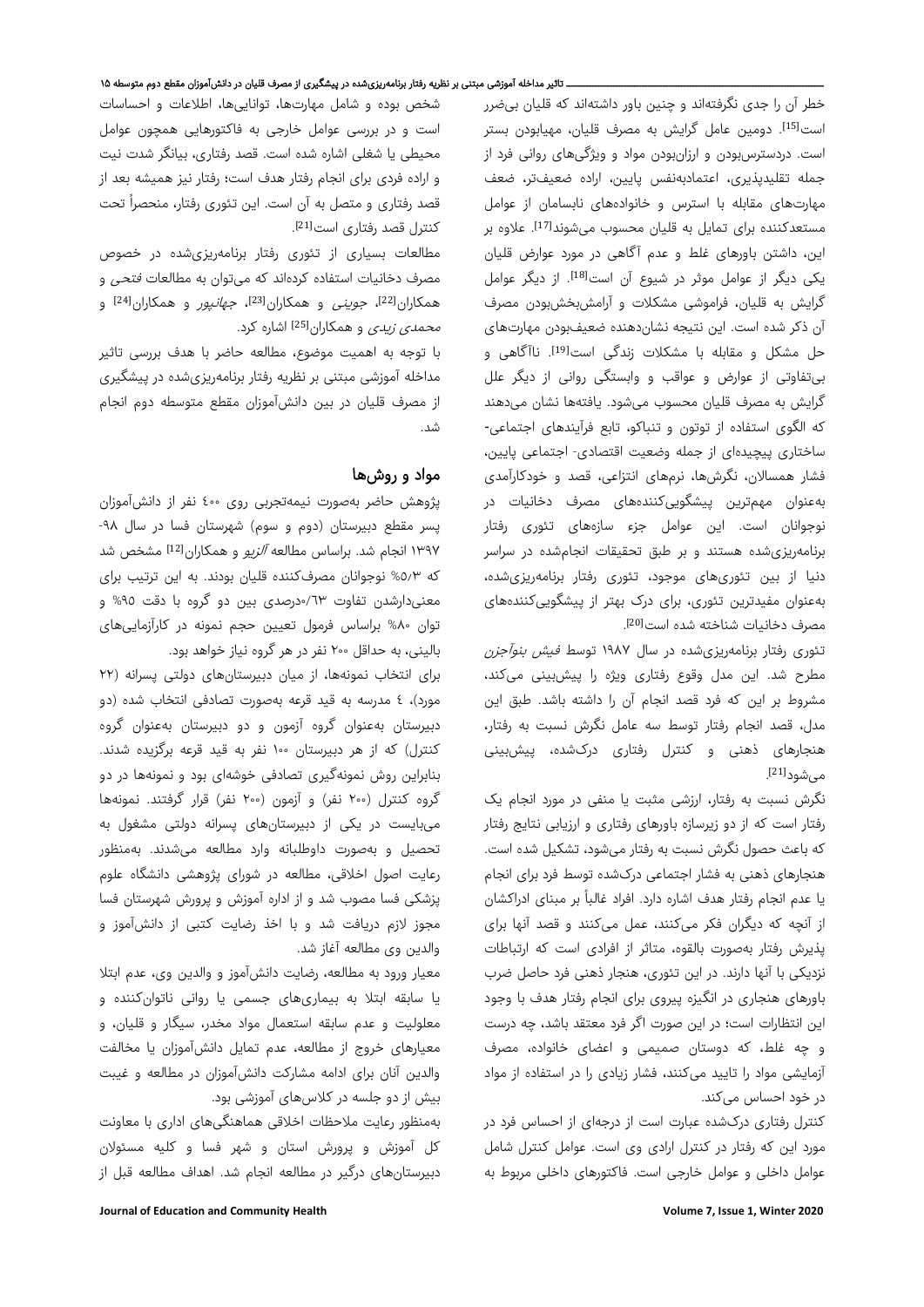خطر آن را جدی نگرفته‌اند و چنین باور داشته‌اند که قلیان بی‌ضرر است[15]. دومین عامل گرایش به مصرف قلیان، مهیابودن بستر است. دردسترس‌بودن و ارزان‌بودن مواد و ویژگی‌های روانی فرد از جمله تقلیدپذیری، اعتمادبه‌نفس پایین، اراده ضعیف‌تر، ضعف مهارت‌های مقابله با استرس و خانواده‌های نابسامان از عوامل مستعدکننده برای تمایل به قلیان محسوب می‌شوند[17]. علاوه بر این، داشتن باورهای غلط و عدم آگاهی در مورد عوارض قلیان یکی دیگر از عوامل موثر در شیوع آن است[18]. از دیگر عوامل گرایش به قلیان، فراموشی مشکلات و آرامش‌بخش‌بودن مصرف آن ذکر شده است. این نتیجه نشان‌دهنده ضعیف‌بودن مهارت‌های حل مشکل و مقابله با مشکلات زندگی است[19]. ناآگاهی و بی‌تفاوتی از عوارض و عواقب و وابستگی روانی از دیگر علل گرایش به مصرف قلیان محسوب می‌شود. یافته‌ها نشان می‌دهند که الگوی استفاده از توتون و تنباکو، تابع فرآیندهای اجتماعی-ساختاری پیچیده‌ای از جمله وضعیت اقتصادی- اجتماعی پایین، فشار همسالان، نگرش‌ها، نرم‌های انتزاعی، قصد و خودکارآمدی به‌عنوان مهم‌ترین پیشگویی‌کننده‌های مصرف دخانیات در نوجوانان است. این عوامل جزء سازه‌های تئوری رفتار برنامه‌ریزی‌شده هستند و بر طبق تحقیقات انجام‌شده در سراسر دنیا از بین تئوری‌های موجود، تئوری رفتار برنامه‌ریزی‌شده، به‌عنوان مفیدترین تئوری، برای درک بهتر از پیشگویی‌کننده‌های مصرف دخانیات شناخته شده است[20].

تئوری رفتار برنامه‌ریزی‌شده در سال ۱۹۸۷ توسط *فیش بنوآجزن* مطرح شد. این مدل وقوع رفتاری ویژه را پیش‌بینی می‌کند، مشروط بر این که فرد قصد انجام آن را داشته باشد. طبق این مدل، قصد انجام رفتار توسط سه عامل نگرش نسبت به رفتار، هنجارهای ذهنی و کنترل رفتاری درک‌شده، پیش‌بینی می‌شود[21].

نگرش نسبت به رفتار، ارزشی مثبت یا منفی در مورد انجام یک رفتار است که از دو زیرسازه باورهای رفتاری و ارزیابی نتایج رفتار که باعث حصول نگرش نسبت به رفتار می‌شود، تشکیل شده است. هنجارهای ذهنی به فشار اجتماعی درک‌شده توسط فرد برای انجام یا عدم انجام رفتار هدف اشاره دارد. افراد غالباً بر مبنای ادراکشان از آنچه که دیگران فکر می‌کنند، عمل می‌کنند و قصد آنها برای پذیرش رفتار به‌صورت بالقوه، متاثر از افرادی است که ارتباطات نزدیکی با آنها دارند. در این تئوری، هنجار ذهنی فرد حاصل ضرب باورهای هنجاری در انگیزه پیروی برای انجام رفتار هدف با وجود این انتظارات است؛ در این صورت اگر فرد معتقد باشد، چه درست و چه غلط، که دوستان صمیمی و اعضای خانواده، مصرف آزمایشی مواد را تایید می‌کنند، فشار زیادی را در استفاده از مواد در خود احساس می‌کند.

کنترل رفتاری درک‌شده عبارت است از درجه‌ای از احساس فرد در مورد این که رفتار در کنترل ارادی وی است. عوامل کنترل شامل عوامل داخلی و عوامل خارجی است. فاکتورهای داخلی مربوط به شخص بوده و شامل مهارت‌ها، توانایی‌ها، اطلاعات و احساسات است و در بررسی عوامل خارجی به فاکتورهایی همچون عوامل محیطی یا شغلی اشاره شده است. قصد رفتاری، بیانگر شدت نیت و اراده فردی برای انجام رفتار هدف است؛ رفتار نیز همیشه بعد از قصد رفتاری و متصل به آن است. این تئوری رفتار، منحصراً تحت کنترل قصد رفتاری است[21].

مطالعات بسیاری از تئوری رفتار برنامه‌ریزی‌شده در خصوص مصرف دخانیات استفاده کرده‌اند که می‌توان به مطالعات *فتحی* و همکاران[22]، *جوینی* و همکاران[23]، *جهانپور* و همکاران[24] و *محمدی زیدی* و همکاران[25] اشاره کرد.

با توجه به اهمیت موضوع، مطالعه حاضر با هدف بررسی تاثیر مداخله آموزشی مبتنی بر نظریه رفتار برنامه‌ریزی‌شده در پیشگیری از مصرف قلیان در بین دانش‌آموزان مقطع متوسطه دوم انجام شد.

## مواد و روش‌ها

پژوهش حاضر به‌صورت نیمه‌تجربی روی ۴۰۰ نفر از دانش‌آموزان پسر مقطع دبیرستان (دوم و سوم) شهرستان فسا در سال ۹۸-۱۳۹۷ انجام شد. براساس مطالعه *آلزیو* و همکاران[12] مشخص شد که ۵/۳% نوجوانان مصرف‌کننده قلیان بودند. به این ترتیب برای معنی‌دارشدن تفاوت ۰/۶۳درصدی بین دو گروه با دقت ۹۵% و توان ۸۰% براساس فرمول تعیین حجم نمونه در کارآزمایی‌های بالینی، به حداقل ۲۰۰ نفر در هر گروه نیاز خواهد بود.

برای انتخاب نمونه‌ها، از میان دبیرستان‌های دولتی پسرانه (۲۲ مورد)، ۴ مدرسه به قید قرعه به‌صورت تصادفی انتخاب شده (دو دبیرستان به‌عنوان گروه آزمون و دو دبیرستان به‌عنوان گروه کنترل) که از هر دبیرستان ۱۰۰ نفر به قید قرعه برگزیده شدند. بنابراین روش نمونه‌گیری تصادفی خوشه‌ای بود و نمونه‌ها در دو گروه کنترل (۲۰۰ نفر) و آزمون (۲۰۰ نفر) قرار گرفتند. نمونه‌ها می‌بایست در یکی از دبیرستان‌های پسرانه دولتی مشغول به تحصیل و به‌صورت داوطلبانه وارد مطالعه می‌شدند. به‌منظور رعایت اصول اخلاقی، مطالعه در شورای پژوهشی دانشگاه علوم پزشکی فسا مصوب شد و از اداره آموزش و پرورش شهرستان فسا مجوز لازم دریافت شد و با اخذ رضایت کتبی از دانش‌آموز و والدین وی مطالعه آغاز شد.

معیار ورود به مطالعه، رضایت دانش‌آموز و والدین وی، عدم ابتلا یا سابقه ابتلا به بیماری‌های جسمی یا روانی ناتوان‌کننده و معلولیت و عدم سابقه استعمال مواد مخدر، سیگار و قلیان، و معیارهای خروج از مطالعه، عدم تمایل دانش‌آموزان یا مخالفت والدین آنان برای ادامه مشارکت دانش‌آموزان در مطالعه و غیبت بیش از دو جلسه در کلاس‌های آموزشی بود.

به‌منظور رعایت ملاحظات اخلاقی هماهنگی‌های اداری با معاونت کل آموزش و پرورش استان و شهر فسا و کلیه مسئولان دبیرستان‌های درگیر در مطالعه انجام شد. اهداف مطالعه قبل از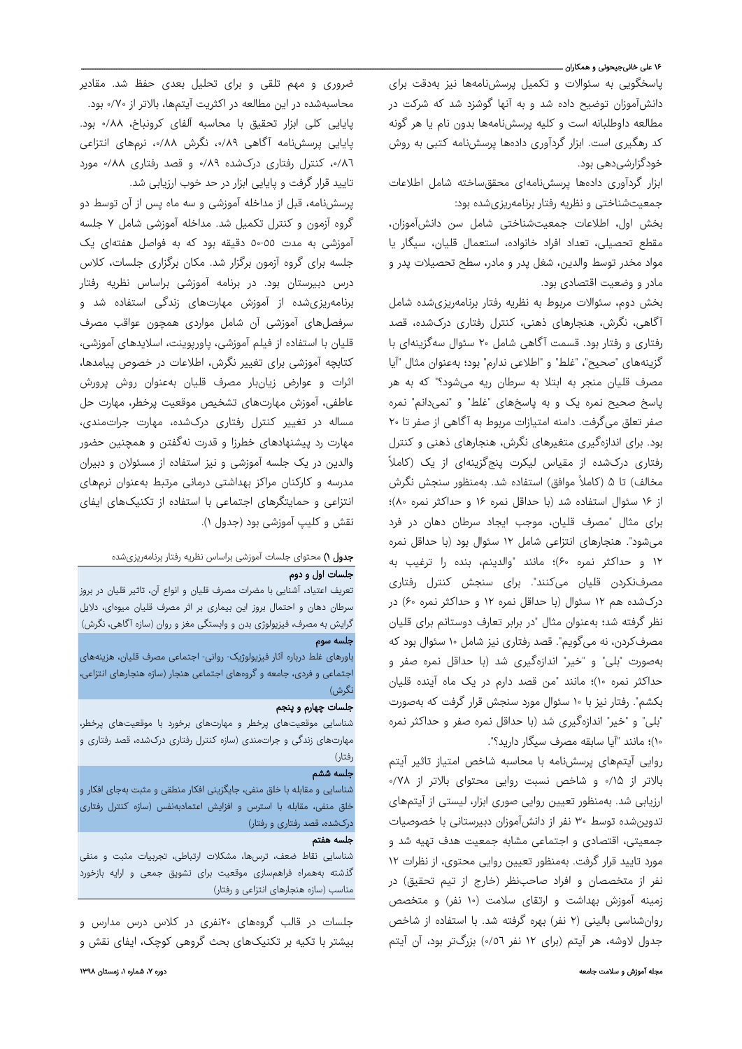پاسخگویی به سئوالات و تکمیل پرسش‌نامه‌ها نیز به‌دقت برای دانش‌آموزان توضیح داده شد و به آنها گوشزد شد که شرکت در مطالعه داوطلبانه است و کلیه پرسش‌نامه‌ها بدون نام یا هر گونه کد رهگیری است. ابزار گردآوری داده‌ها پرسش‌نامه کتبی به روش خودگزارش‌دهی بود.

ابزار گردآوری داده‌ها پرسش‌نامه‌ای محقق‌ساخته شامل اطلاعات جمعیت‌شناختی و نظریه رفتار برنامه‌ریزی‌شده بود:

بخش اول، اطلاعات جمعیت‌شناختی شامل سن دانش‌آموزان، مقطع تحصیلی، تعداد افراد خانواده، استعمال قلیان، سیگار یا مواد مخدر توسط والدین، شغل پدر و مادر، سطح تحصیلات پدر و مادر و وضعیت اقتصادی بود.

بخش دوم، سئوالات مربوط به نظریه رفتار برنامه‌ریزی‌شده شامل آگاهی، نگرش، هنجارهای ذهنی، کنترل رفتاری درک‌شده، قصد رفتاری و رفتار بود. قسمت آگاهی شامل ۲۰ سئوال سه‌گزینه‌ای با گزینه‌های "صحیح"، "غلط" و "اطلاعی ندارم" بود؛ به‌عنوان مثال "آیا مصرف قلیان منجر به ابتلا به سرطان ریه می‌شود؟" که به هر پاسخ صحیح نمره یک و به پاسخ‌های "غلط" و "نمی‌دانم" نمره صفر تعلق می‌گرفت. دامنه امتیازات مربوط به آگاهی از صفر تا ۲۰ بود. برای اندازه‌گیری متغیرهای نگرش، هنجارهای ذهنی و کنترل رفتاری درک‌شده از مقیاس لیکرت پنج‌گزینه‌ای از یک (کاملاً مخالف) تا ۵ (کاملاً موافق) استفاده شد. به‌منظور سنجش نگرش از ۱۶ سئوال استفاده شد (با حداقل نمره ۱۶ و حداکثر نمره ۸۰)؛ برای مثال "مصرف قلیان، موجب ایجاد سرطان دهان در فرد می‌شود". هنجارهای انتزاعی شامل ۱۲ سئوال بود (با حداقل نمره ۱۲ و حداکثر نمره ۶۰)؛ مانند "والدینم، بنده را ترغیب به مصرف‌نکردن قلیان می‌کنند". برای سنجش کنترل رفتاری درک‌شده هم ۱۲ سئوال (با حداقل نمره ۱۲ و حداکثر نمره ۶۰) در نظر گرفته شد؛ به‌عنوان مثال "در برابر تعارف دوستانم برای قلیان مصرف‌کردن، نه می‌گویم". قصد رفتاری نیز شامل ۱۰ سئوال بود که به‌صورت "بلی" و "خیر" اندازه‌گیری شد (با حداقل نمره صفر و حداکثر نمره ۱۰)؛ مانند "من قصد دارم در یک ماه آینده قلیان بکشم". رفتار نیز با ۱۰ سئوال مورد سنجش قرار گرفت که به‌صورت "بلی" و "خیر" اندازه‌گیری شد (با حداقل نمره صفر و حداکثر نمره ۱۰)؛ مانند "آیا سابقه مصرف سیگار دارید؟".

روایی آیتم‌های پرسش‌نامه با محاسبه شاخص امتیاز تاثیر آیتم بالاتر از ۰/۱۵ و شاخص نسبت روایی محتوای بالاتر از ۰/۷۸ ارزیابی شد. به‌منظور تعیین روایی صوری ابزار، لیستی از آیتم‌های تدوین‌شده توسط ۳۰ نفر از دانش‌آموزان دبیرستانی با خصوصیات جمعیتی، اقتصادی و اجتماعی مشابه جمعیت هدف تهیه شد و مورد تایید قرار گرفت. به‌منظور تعیین روایی محتوی، از نظرات ۱۲ نفر از متخصصان و افراد صاحب‌نظر (خارج از تیم تحقیق) در زمینه آموزش بهداشت و ارتقای سلامت (۱۰ نفر) و متخصص روان‌شناسی بالینی (۲ نفر) بهره گرفته شد. با استفاده از شاخص جدول لاوشه، هر آیتم (برای ۱۲ نفر ۰/۵۶) بزرگ‌تر بود، آن آیتم ضروری و مهم تلقی و برای تحلیل بعدی حفظ شد. مقادیر محاسبه‌شده در این مطالعه در اکثریت آیتم‌ها، بالاتر از ۰/۷۰ بود. پایایی کلی ابزار تحقیق با محاسبه آلفای کرونباخ، ۰/۸۸ بود. پایایی پرسش‌نامه آگاهی ۰/۸۹، نگرش ۰/۸۸، نرم‌های انتزاعی ۰/۸۶، کنترل رفتاری درک‌شده ۰/۸۹ و قصد رفتاری ۰/۸۸ مورد تایید قرار گرفت و پایایی ابزار در حد خوب ارزیابی شد.

پرسش‌نامه، قبل از مداخله آموزشی و سه ماه پس از آن توسط دو گروه آزمون و کنترل تکمیل شد. مداخله آموزشی شامل ۷ جلسه آموزشی به مدت ۵۰-۵۵ دقیقه بود که به فواصل هفته‌ای یک جلسه برای گروه آزمون برگزار شد. مکان برگزاری جلسات، کلاس درس دبیرستان بود. در برنامه آموزشی براساس نظریه رفتار برنامه‌ریزی‌شده از آموزش مهارت‌های زندگی استفاده شد و سرفصل‌های آموزشی آن شامل مواردی همچون عواقب مصرف قلیان با استفاده از فیلم آموزشی، پاورپوینت، اسلایدهای آموزشی، کتابچه آموزشی برای تغییر نگرش، اطلاعات در خصوص پیامدها، اثرات و عوارض زیان‌بار مصرف قلیان به‌عنوان روش پرورش عاطفی، آموزش مهارت‌های تشخیص موقعیت پرخطر، مهارت حل مساله در تغییر کنترل رفتاری درک‌شده، مهارت جرات‌مندی، مهارت رد پیشنهادهای خطرزا و قدرت نه‌گفتن و همچنین حضور والدین در یک جلسه آموزشی و نیز استفاده از مسئولان و دبیران مدرسه و کارکنان مراکز بهداشتی درمانی مرتبط به‌عنوان نرم‌های انتزاعی و حمایتگرهای اجتماعی با استفاده از تکنیک‌های ایفای نقش و کلیپ آموزشی بود (جدول ۱).

**جدول ۱)** محتوای جلسات آموزشی براساس نظریه رفتار برنامه‌ریزی‌شده

| |
|---|
| **جلسات اول و دوم** |
| تعریف اعتیاد، آشنایی با مضرات مصرف قلیان و انواع آن، تاثیر قلیان در بروز سرطان دهان و احتمال بروز این بیماری بر اثر مصرف قلیان میوه‌ای، دلایل گرایش به مصرف، فیزیولوژی بدن و وابستگی مغز و روان (سازه آگاهی، نگرش) |
| **جلسه سوم** |
| باورهای غلط درباره آثار فیزیولوژیک- روانی- اجتماعی مصرف قلیان، هزینه‌های اجتماعی و فردی، جامعه و گروه‌های اجتماعی هنجار (سازه هنجارهای انتزاعی، نگرش) |
| **جلسات چهارم و پنجم** |
| شناسایی موقعیت‌های پرخطر و مهارت‌های برخورد با موقعیت‌های پرخطر، مهارت‌های زندگی و جرات‌مندی (سازه کنترل رفتاری درک‌شده، قصد رفتاری و رفتار) |
| **جلسه ششم** |
| شناسایی و مقابله با خلق منفی، جایگزینی افکار منطقی و مثبت به‌جای افکار و خلق منفی، مقابله با استرس و افزایش اعتمادبه‌نفس (سازه کنترل رفتاری درک‌شده، قصد رفتاری و رفتار) |
| **جلسه هفتم** |
| شناسایی نقاط ضعف، ترس‌ها، مشکلات ارتباطی، تجربیات مثبت و منفی گذشته به‌همراه فراهم‌سازی موقعیت برای تشویق جمعی و ارایه بازخورد مناسب (سازه هنجارهای انتزاعی و رفتار) |

جلسات در قالب گروه‌های ۲۰نفری در کلاس درس مدارس و بیشتر با تکیه بر تکنیک‌های بحث گروهی کوچک، ایفای نقش و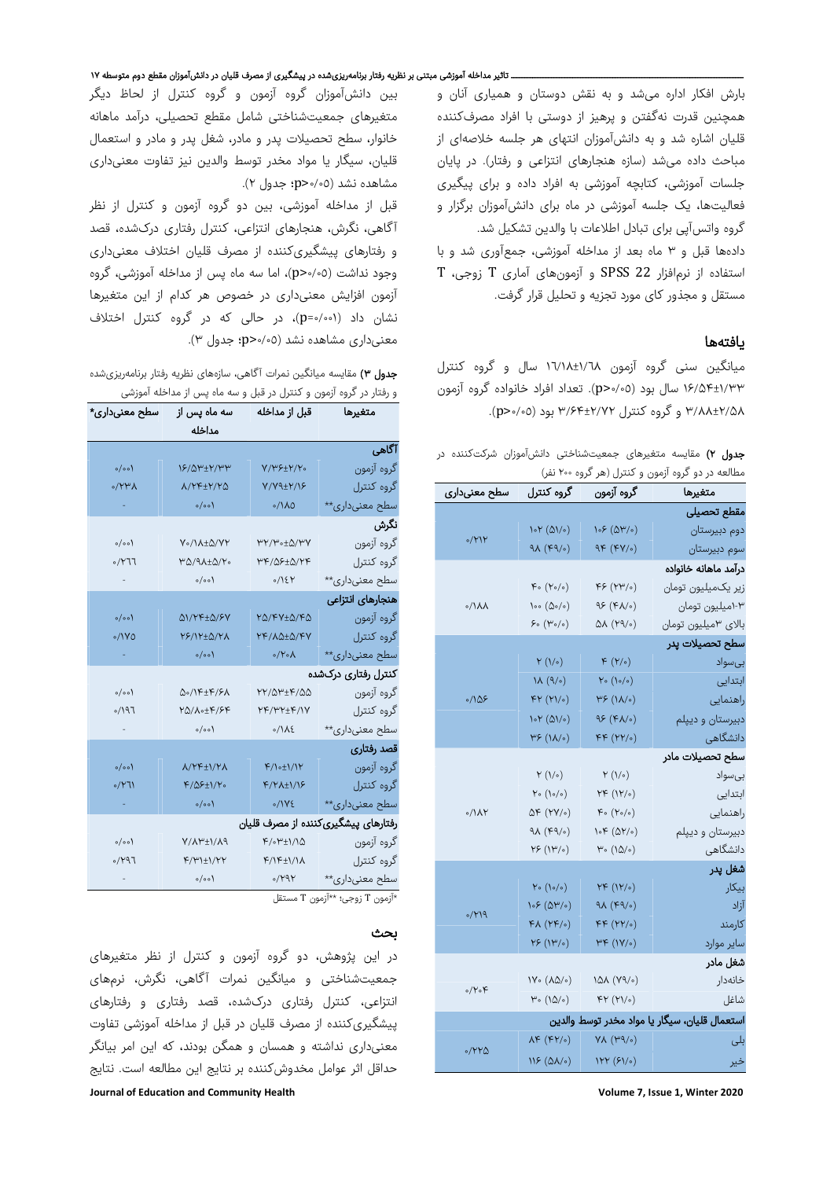بارش افکار اداره می‌شد و به نقش دوستان و همیاری آنان و همچنین قدرت نه‌گفتن و پرهیز از دوستی با افراد مصرف‌کننده قلیان اشاره شد و به دانش‌آموزان انتهای هر جلسه خلاصه‌ای از مباحث داده می‌شد (سازه هنجارهای انتزاعی و رفتار). در پایان جلسات آموزشی، کتابچه آموزشی به افراد داده و برای پیگیری فعالیت‌ها، یک جلسه آموزشی در ماه برای دانش‌آموزان برگزار و گروه واتس‌آپی برای تبادل اطلاعات با والدین تشکیل شد.

داده‌ها قبل و ۳ ماه بعد از مداخله آموزشی، جمع‌آوری شد و با استفاده از نرم‌افزار SPSS 22 و آزمون‌های آماری T زوجی، T مستقل و مجذور کای مورد تجزیه و تحلیل قرار گرفت.

## یافته‌ها

میانگین سنی گروه آزمون ۱۶/۱۸±۱/۶۸ سال و گروه کنترل ۱۶/۵۴±۱/۳۳ سال بود (p>۰/۰۵). تعداد افراد خانواده گروه آزمون ۳/۸۸±۲/۵۸ و گروه کنترل ۳/۶۴±۲/۷۲ بود (p>۰/۰۵).

**جدول ۲)** مقایسه متغیرهای جمعیت‌شناختی دانش‌آموزان شرکت‌کننده در مطالعه در دو گروه آزمون و کنترل (هر گروه ۲۰۰ نفر)

| متغیرها | گروه آزمون | گروه کنترل | سطح معنی‌داری |
|---|---|---|---|
| **مقطع تحصیلی** | | | |
| دوم دبیرستان | ۱۰۶ (۵۳/۰) | ۱۰۲ (۵۱/۰) | ۰/۲۱۲ |
| سوم دبیرستان | ۹۴ (۴۷/۰) | ۹۸ (۴۹/۰) | |
| **درآمد ماهانه خانواده** | | | |
| زیر یک‌میلیون تومان | ۴۶ (۲۳/۰) | ۴۰ (۲۰/۰) | |
| ۱-۳میلیون تومان | ۹۶ (۴۸/۰) | ۱۰۰ (۵۰/۰) | ۰/۱۸۸ |
| بالای ۳میلیون تومان | ۵۸ (۲۹/۰) | ۶۰ (۳۰/۰) | |
| **سطح تحصیلات پدر** | | | |
| بی‌سواد | ۴ (۲/۰) | ۲ (۱/۰) | |
| ابتدایی | ۲۰ (۱۰/۰) | ۱۸ (۹/۰) | |
| راهنمایی | ۳۶ (۱۸/۰) | ۴۲ (۲۱/۰) | ۰/۱۵۶ |
| دبیرستان و دیپلم | ۹۶ (۴۸/۰) | ۱۰۲ (۵۱/۰) | |
| دانشگاهی | ۴۴ (۲۲/۰) | ۳۶ (۱۸/۰) | |
| **سطح تحصیلات مادر** | | | |
| بی‌سواد | ۲ (۱/۰) | ۲ (۱/۰) | |
| ابتدایی | ۲۴ (۱۲/۰) | ۲۰ (۱۰/۰) | |
| راهنمایی | ۴۰ (۲۰/۰) | ۵۴ (۲۷/۰) | ۰/۱۸۲ |
| دبیرستان و دیپلم | ۱۰۴ (۵۲/۰) | ۹۸ (۴۹/۰) | |
| دانشگاهی | ۳۰ (۱۵/۰) | ۲۶ (۱۳/۰) | |
| **شغل پدر** | | | |
| بیکار | ۲۴ (۱۲/۰) | ۲۰ (۱۰/۰) | |
| آزاد | ۹۸ (۴۹/۰) | ۱۰۶ (۵۳/۰) | ۰/۲۱۹ |
| کارمند | ۴۴ (۲۲/۰) | ۴۸ (۲۴/۰) | |
| سایر موارد | ۳۴ (۱۷/۰) | ۲۶ (۱۳/۰) | |
| **شغل مادر** | | | |
| خانه‌دار | ۱۵۸ (۷۹/۰) | ۱۷۰ (۸۵/۰) | ۰/۲۰۴ |
| شاغل | ۴۲ (۲۱/۰) | ۳۰ (۱۵/۰) | |
| **استعمال قلیان، سیگار یا مواد مخدر توسط والدین** | | | |
| بلی | ۷۸ (۳۹/۰) | ۸۴ (۴۲/۰) | ۰/۲۲۵ |
| خیر | ۱۲۲ (۶۱/۰) | ۱۱۶ (۵۸/۰) | |

بین دانش‌آموزان گروه آزمون و گروه کنترل از لحاظ دیگر متغیرهای جمعیت‌شناختی شامل مقطع تحصیلی، درآمد ماهانه خانوار، سطح تحصیلات پدر و مادر، شغل پدر و مادر و استعمال قلیان، سیگار یا مواد مخدر توسط والدین نیز تفاوت معنی‌داری مشاهده نشد (p>۰/۰۵؛ جدول ۲).

قبل از مداخله آموزشی، بین دو گروه آزمون و کنترل از نظر آگاهی، نگرش، هنجارهای انتزاعی، کنترل رفتاری درک‌شده، قصد و رفتارهای پیشگیری‌کننده از مصرف قلیان اختلاف معنی‌داری وجود نداشت (p>۰/۰۵)، اما سه ماه پس از مداخله آموزشی، گروه آزمون افزایش معنی‌داری در خصوص هر کدام از این متغیرها نشان داد (p=۰/۰۰۱)، در حالی که در گروه کنترل اختلاف معنی‌داری مشاهده نشد (p>۰/۰۵؛ جدول ۳).

**جدول ۳)** مقایسه میانگین نمرات آگاهی، سازه‌های نظریه رفتار برنامه‌ریزی‌شده و رفتار در گروه آزمون و کنترل در قبل و سه ماه پس از مداخله آموزشی

| متغیرها | قبل از مداخله | سه ماه پس از مداخله | سطح معنی‌داری* |
|---|---|---|---|
| **آگاهی** | | | |
| گروه آزمون | ۷/۳۶±۲/۲۰ | ۱۶/۵۳±۲/۳۳ | ۰/۰۰۱ |
| گروه کنترل | ۷/۷۹±۲/۱۶ | ۸/۲۴±۲/۲۵ | ۰/۲۳۸ |
| سطح معنی‌داری** | ۰/۱۸۵ | ۰/۰۰۱ | - |
| **نگرش** | | | |
| گروه آزمون | ۳۲/۳۰±۵/۳۷ | ۷۰/۱۸±۵/۷۲ | ۰/۰۰۱ |
| گروه کنترل | ۳۴/۵۶±۵/۲۴ | ۳۵/۹۸±۵/۲۰ | ۰/۲۶۶ |
| سطح معنی‌داری** | ۰/۱۴۲ | ۰/۰۰۱ | - |
| **هنجارهای انتزاعی** | | | |
| گروه آزمون | ۲۵/۴۷±۵/۴۵ | ۵۱/۲۴±۵/۶۷ | ۰/۰۰۱ |
| گروه کنترل | ۲۴/۸۵±۵/۴۷ | ۲۶/۱۲±۵/۲۸ | ۰/۱۷۵ |
| سطح معنی‌داری** | ۰/۲۰۸ | ۰/۰۰۱ | - |
| **کنترل رفتاری درک‌شده** | | | |
| گروه آزمون | ۲۲/۵۳±۴/۵۵ | ۵۰/۱۴±۴/۶۸ | ۰/۰۰۱ |
| گروه کنترل | ۲۴/۳۲±۴/۱۷ | ۲۵/۸۰±۴/۶۴ | ۰/۱۹۶ |
| سطح معنی‌داری** | ۰/۱۸٤ | ۰/۰۰۱ | - |
| **قصد رفتاری** | | | |
| گروه آزمون | ۴/۱۰±۱/۱۲ | ۸/۲۴±۱/۲۸ | ۰/۰۰۱ |
| گروه کنترل | ۴/۲۸±۱/۱۶ | ۴/۵۶±۱/۲۰ | ۰/۲٦۱ |
| سطح معنی‌داری** | ۰/۱۷٤ | ۰/۰۰۱ | - |
| **رفتارهای پیشگیری‌کننده از مصرف قلیان** | | | |
| گروه آزمون | ۴/۰۳±۱/۱۵ | ۷/۸۳±۱/۸۹ | ۰/۰۰۱ |
| گروه کنترل | ۴/۱۴±۱/۱۸ | ۴/۳۱±۱/۲۲ | ۰/۲۹٦ |
| سطح معنی‌داری** | ۰/۲۹۲ | ۰/۰۰۱ | - |

*آزمون T زوجی؛ **آزمون T مستقل

## بحث

در این پژوهش، دو گروه آزمون و کنترل از نظر متغیرهای جمعیت‌شناختی و میانگین نمرات آگاهی، نگرش، نرم‌های انتزاعی، کنترل رفتاری درک‌شده، قصد رفتاری و رفتارهای پیشگیری‌کننده از مصرف قلیان در قبل از مداخله آموزشی تفاوت معنی‌داری نداشته و همسان و همگن بودند، که این امر بیانگر حداقل اثر عوامل مخدوش‌کننده بر نتایج این مطالعه است. نتایج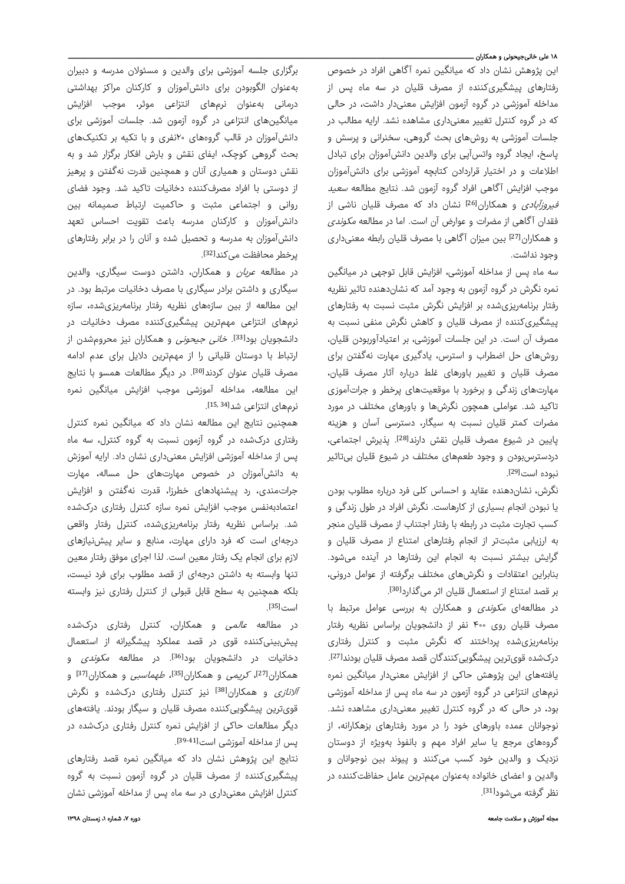این پژوهش نشان داد که میانگین نمره آگاهی افراد در خصوص رفتارهای پیشگیری‌کننده از مصرف قلیان در سه ماه پس از مداخله آموزشی در گروه آزمون افزایش معنی‌دار داشت، در حالی که در گروه کنترل تغییر معنی‌داری مشاهده نشد. ارایه مطالب در جلسات آموزشی به روش‌های بحث گروهی، سخنرانی و پرسش و پاسخ، ایجاد گروه واتس‌آپی برای والدین دانش‌آموزان برای تبادل اطلاعات و در اختیار قراردادن کتابچه آموزشی برای دانش‌آموزان موجب افزایش آگاهی افراد گروه آزمون شد. نتایج مطالعه *سعید فیروزآبادی* و همکاران[26] نشان داد که مصرف قلیان ناشی از فقدان آگاهی از مضرات و عوارض آن است. اما در مطالعه *مکوندی* و همکاران[27] بین میزان آگاهی با مصرف قلیان رابطه معنی‌داری وجود نداشت.

سه ماه پس از مداخله آموزشی، افزایش قابل توجهی در میانگین نمره نگرش در گروه آزمون به وجود آمد که نشان‌دهنده تاثیر نظریه رفتار برنامه‌ریزی‌شده بر افزایش نگرش مثبت نسبت به رفتارهای پیشگیری‌کننده از مصرف قلیان و کاهش نگرش منفی نسبت به مصرف آن است. در این جلسات آموزشی، بر اعتیادآوربودن قلیان، روش‌های حل اضطراب و استرس، یادگیری مهارت نه‌گفتن برای مصرف قلیان و تغییر باورهای غلط درباره آثار مصرف قلیان، مهارت‌های زندگی و برخورد با موقعیت‌های پرخطر و جرات‌آموزی تاکید شد. عواملی همچون نگرش‌ها و باورهای مختلف در مورد مضرات کمتر قلیان نسبت به سیگار، دسترسی آسان و هزینه پایین در شیوع مصرف قلیان نقش دارند[28]. پذیرش اجتماعی، دردسترس‌بودن و وجود طعم‌های مختلف در شیوع قلیان بی‌تاثیر نبوده است[29].

نگرش، نشان‌دهنده عقاید و احساس کلی فرد درباره مطلوب بودن یا نبودن انجام بسیاری از کارهاست. نگرش افراد در طول زندگی و کسب تجارت مثبت در رابطه با رفتار اجتناب از مصرف قلیان منجر به ارزیابی مثبت‌تر از انجام رفتارهای امتناع از مصرف قلیان و گرایش بیشتر نسبت به انجام این رفتارها در آینده می‌شود. بنابراین اعتقادات و نگرش‌های مختلف برگرفته از عوامل درونی، بر قصد امتناع از استعمال قلیان اثر می‌گذارد[30].

در مطالعه‌ای *مکوندی* و همکاران به بررسی عوامل مرتبط با مصرف قلیان روی ۴۰۰ نفر از دانشجویان براساس نظریه رفتار برنامه‌ریزی‌شده پرداختند که نگرش مثبت و کنترل رفتاری درک‌شده قوی‌ترین پیشگویی‌کنندگان قصد مصرف قلیان بودند[27]. یافته‌های این پژوهش حاکی از افزایش معنی‌دار میانگین نمره نرم‌های انتزاعی در گروه آزمون در سه ماه پس از مداخله آموزشی بود، در حالی که در گروه کنترل تغییر معنی‌داری مشاهده نشد. نوجوانان عمده باورهای خود را در مورد رفتارهای بزهکارانه، از گروه‌های مرجع یا سایر افراد مهم و بانفوذ به‌ویژه از دوستان نزدیک و والدین خود کسب می‌کنند و پیوند بین نوجوانان و والدین و اعضای خانواده به‌عنوان مهم‌ترین عامل حفاظت‌کننده در نظر گرفته می‌شود[31].

برگزاری جلسه آموزشی برای والدین و مسئولان مدرسه و دبیران به‌عنوان الگوبودن برای دانش‌آموزان و کارکنان مراکز بهداشتی درمانی به‌عنوان نرم‌های انتزاعی موثر، موجب افزایش میانگین‌های انتزاعی در گروه آزمون شد. جلسات آموزشی برای دانش‌آموزان در قالب گروه‌های ۲۰نفری و با تکیه بر تکنیک‌های بحث گروهی کوچک، ایفای نقش و بارش افکار برگزار شد و به نقش دوستان و همیاری آنان و همچنین قدرت نه‌گفتن و پرهیز از دوستی با افراد مصرف‌کننده دخانیات تاکید شد. وجود فضای روانی و اجتماعی مثبت و حاکمیت ارتباط صمیمانه بین دانش‌آموزان و کارکنان مدرسه باعث تقویت احساس تعهد دانش‌آموزان به مدرسه و تحصیل شده و آنان را در برابر رفتارهای پرخطر محافظت می‌کند[32].

در مطالعه *عریان* و همکاران، داشتن دوست سیگاری، والدین سیگاری و داشتن برادر سیگاری با مصرف دخانیات مرتبط بود. در این مطالعه از بین سازه‌های نظریه رفتار برنامه‌ریزی‌شده، سازه نرم‌های انتزاعی مهم‌ترین پیشگویی‌کننده مصرف دخانیات در دانشجویان بود[33]. *خانی جیحونی* و همکاران نیز محروم‌شدن از ارتباط با دوستان قلیانی را از مهم‌ترین دلایل برای عدم ادامه مصرف قلیان عنوان کردند[30]. در دیگر مطالعات همسو با نتایج این مطالعه، مداخله آموزشی موجب افزایش میانگین نمره نرم‌های انتزاعی شد[15, 34].

همچنین نتایج این مطالعه نشان داد که میانگین نمره کنترل رفتاری درک‌شده در گروه آزمون نسبت به گروه کنترل، سه ماه پس از مداخله آموزشی افزایش معنی‌داری نشان داد. ارایه آموزش به دانش‌آموزان در خصوص مهارت‌های حل مساله، مهارت جرات‌مندی، رد پیشنهادهای خطرزا، قدرت نه‌گفتن و افزایش اعتمادبه‌نفس موجب افزایش نمره سازه کنترل رفتاری درک‌شده شد. براساس نظریه رفتار برنامه‌ریزی‌شده، کنترل رفتار واقعی درجه‌ای است که فرد دارای مهارت، منابع و سایر پیش‌نیازهای لازم برای انجام یک رفتار معین است. لذا اجرای موفق رفتار معین تنها وابسته به داشتن درجه‌ای از قصد مطلوب برای فرد نیست، بلکه همچنین به سطح قابل قبولی از کنترل رفتاری نیز وابسته است[35].

در مطالعه *عالمی* و همکاران، کنترل رفتاری درک‌شده پیش‌بینی‌کننده قوی در قصد عملکرد پیشگیرانه از استعمال دخانیات در دانشجویان بود[36]. در مطالعه *مکوندی* و همکاران[27]، *کریمی* و همکاران[35]، *طهماسبی* و همکاران[37] و *آلانازی* و همکاران[38] نیز کنترل رفتاری درک‌شده و نگرش قوی‌ترین پیشگویی‌کننده مصرف قلیان و سیگار بودند. یافته‌های دیگر مطالعات حاکی از افزایش نمره کنترل رفتاری درک‌شده در پس از مداخله آموزشی است[39-41].

نتایج این پژوهش نشان داد که میانگین نمره قصد رفتارهای پیشگیری‌کننده از مصرف قلیان در گروه آزمون نسبت به گروه کنترل افزایش معنی‌داری در سه ماه پس از مداخله آموزشی نشان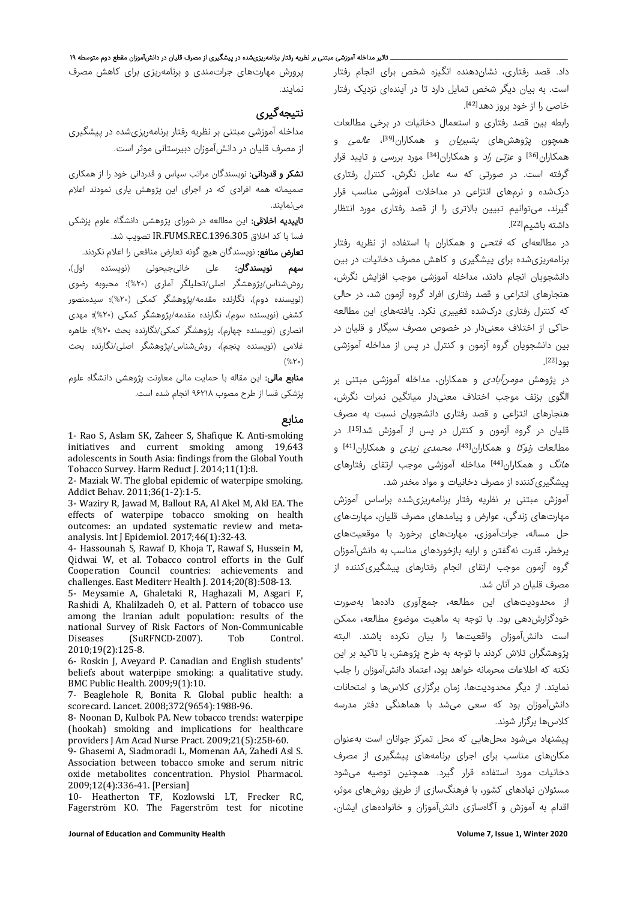داد. قصد رفتاری، نشان‌دهنده انگیزه شخص برای انجام رفتار است. به بیان دیگر شخص تمایل دارد تا در آینده‌ای نزدیک رفتار خاصی را از خود بروز دهد[42].

رابطه بین قصد رفتاری و استعمال دخانیات در برخی مطالعات همچون پژوهش‌های *بشیریان* و همکاران[39]، *عالمی* و همکاران[36] و *عزتی راد* و همکاران[34] مورد بررسی و تایید قرار گرفته است. در صورتی که سه عامل نگرش، کنترل رفتاری درک‌شده و نرم‌های انتزاعی در مداخلات آموزشی مناسب قرار گیرند، می‌توانیم تبیین بالاتری را از قصد رفتاری مورد انتظار داشته باشیم[22].

در مطالعه‌ای که *فتحی* و همکاران با استفاده از نظریه رفتار برنامه‌ریزی‌شده برای پیشگیری و کاهش مصرف دخانیات در بین دانشجویان انجام دادند، مداخله آموزشی موجب افزایش نگرش، هنجارهای انتزاعی و قصد رفتاری افراد گروه آزمون شد، در حالی که کنترل رفتاری درک‌شده تغییری نکرد. یافته‌های این مطالعه حاکی از اختلاف معنی‌دار در خصوص مصرف سیگار و قلیان در بین دانشجویان گروه آزمون و کنترل در پس از مداخله آموزشی بود[22].

در پژوهش *مومن‌آبادی* و همکاران، مداخله آموزشی مبتنی بر الگوی بزنف موجب اختلاف معنی‌دار میانگین نمرات نگرش، هنجارهای انتزاعی و قصد رفتاری دانشجویان نسبت به مصرف قلیان در گروه آزمون و کنترل در پس از آموزش شد[15]. در مطالعات *زنوکا* و همکاران[43]، *محمدی زیدی* و همکاران[41] و *هانگ* و همکاران[44] مداخله آموزشی موجب ارتقای رفتارهای پیشگیری‌کننده از مصرف دخانیات و مواد مخدر شد.

آموزش مبتنی بر نظریه رفتار برنامه‌ریزی‌شده براساس آموزش مهارت‌های زندگی، عوارض و پیامدهای مصرف قلیان، مهارت‌های حل مساله، جرات‌آموزی، مهارت‌های برخورد با موقعیت‌های پرخطر، قدرت نه‌گفتن و ارایه بازخوردهای مناسب به دانش‌آموزان گروه آزمون موجب ارتقای انجام رفتارهای پیشگیری‌کننده از مصرف قلیان در آنان شد.

از محدودیت‌های این مطالعه، جمع‌آوری داده‌ها به‌صورت خودگزارش‌دهی بود. با توجه به ماهیت موضوع مطالعه، ممکن است دانش‌آموزان واقعیت‌ها را بیان نکرده باشند. البته پژوهشگران تلاش کردند با توجه به طرح پژوهش، با تاکید بر این نکته که اطلاعات محرمانه خواهد بود، اعتماد دانش‌آموزان را جلب نمایند. از دیگر محدودیت‌ها، زمان برگزاری کلاس‌ها و امتحانات دانش‌آموزان بود که سعی می‌شد با هماهنگی دفتر مدرسه کلاس‌ها برگزار شوند.

پیشنهاد می‌شود محل‌هایی که محل تمرکز جوانان است به‌عنوان مکان‌های مناسب برای اجرای برنامه‌های پیشگیری از مصرف دخانیات مورد استفاده قرار گیرد. همچنین توصیه می‌شود مسئولان نهادهای کشور، با فرهنگ‌سازی از طریق روش‌های موثر، اقدام به آموزش و آگاه‌سازی دانش‌آموزان و خانواده‌های ایشان، پرورش مهارت‌های جرات‌مندی و برنامه‌ریزی برای کاهش مصرف نمایند.

## نتیجه‌گیری

مداخله آموزشی مبتنی بر نظریه رفتار برنامه‌ریزی‌شده در پیشگیری از مصرف قلیان در دانش‌آموزان دبیرستانی موثر است.

**تشکر و قدردانی:** نویسندگان مراتب سپاس و قدردانی خود را از همکاری صمیمانه همه افرادی که در اجرای این پژوهش یاری نمودند اعلام می‌نمایند.

**تاییدیه اخلاقی:** این مطالعه در شورای پژوهشی دانشگاه علوم پزشکی فسا با کد اخلاق IR.FUMS.REC.1396.305 تصویب شد.

**تعارض منافع:** نویسندگان هیچ گونه تعارض منافعی را اعلام نکردند.

**سهم نویسندگان:** علی خانی‌جیحونی (نویسنده اول)، روش‌شناس/پژوهشگر اصلی/تحلیلگر آماری (۲۰%)؛ محبوبه رضوی (نویسنده دوم)، نگارنده مقدمه/پژوهشگر کمکی (۲۰%)؛ سیدمنصور کشفی (نویسنده سوم)، نگارنده مقدمه/پژوهشگر کمکی (۲۰%)؛ مهدی انصاری (نویسنده چهارم)، پژوهشگر کمکی/نگارنده بحث ۲۰%)؛ طاهره غلامی (نویسنده پنجم)، روش‌شناس/پژوهشگر اصلی/نگارنده بحث (۲۰%)

**منابع مالی:** این مقاله با حمایت مالی معاونت پژوهشی دانشگاه علوم پزشکی فسا از طرح مصوب ۹۶۲۱۸ انجام شده است.

## منابع

1- Rao S, Aslam SK, Zaheer S, Shafique K. Anti-smoking initiatives and current smoking among 19,643 adolescents in South Asia: findings from the Global Youth Tobacco Survey. Harm Reduct J. 2014;11(1):8.

2- Maziak W. The global epidemic of waterpipe smoking. Addict Behav. 2011;36(1-2):1-5.

3- Waziry R, Jawad M, Ballout RA, Al Akel M, Akl EA. The effects of waterpipe tobacco smoking on health outcomes: an updated systematic review and meta-analysis. Int J Epidemiol. 2017;46(1):32-43.

4- Hassounah S, Rawaf D, Khoja T, Rawaf S, Hussein M, Qidwai W, et al. Tobacco control efforts in the Gulf Cooperation Council countries: achievements and challenges. East Mediterr Health J. 2014;20(8):508-13.

5- Meysamie A, Ghaletaki R, Haghazali M, Asgari F, Rashidi A, Khalilzadeh O, et al. Pattern of tobacco use among the Iranian adult population: results of the national Survey of Risk Factors of Non-Communicable Diseases (SuRFNCD-2007). Tob Control. 2010;19(2):125-8.

6- Roskin J, Aveyard P. Canadian and English students' beliefs about waterpipe smoking: a qualitative study. BMC Public Health. 2009;9(1):10.

7- Beaglehole R, Bonita R. Global public health: a scorecard. Lancet. 2008;372(9654):1988-96.

8- Noonan D, Kulbok PA. New tobacco trends: waterpipe (hookah) smoking and implications for healthcare providers J Am Acad Nurse Pract. 2009;21(5):258-60.

9- Ghasemi A, Siadmoradi L, Momenan AA, Zahedi Asl S. Association between tobacco smoke and serum nitric oxide metabolites concentration. Physiol Pharmacol. 2009;12(4):336-41. [Persian]

10- Heatherton TF, Kozlowski LT, Frecker RC, Fagerström KO. The Fagerström test for nicotine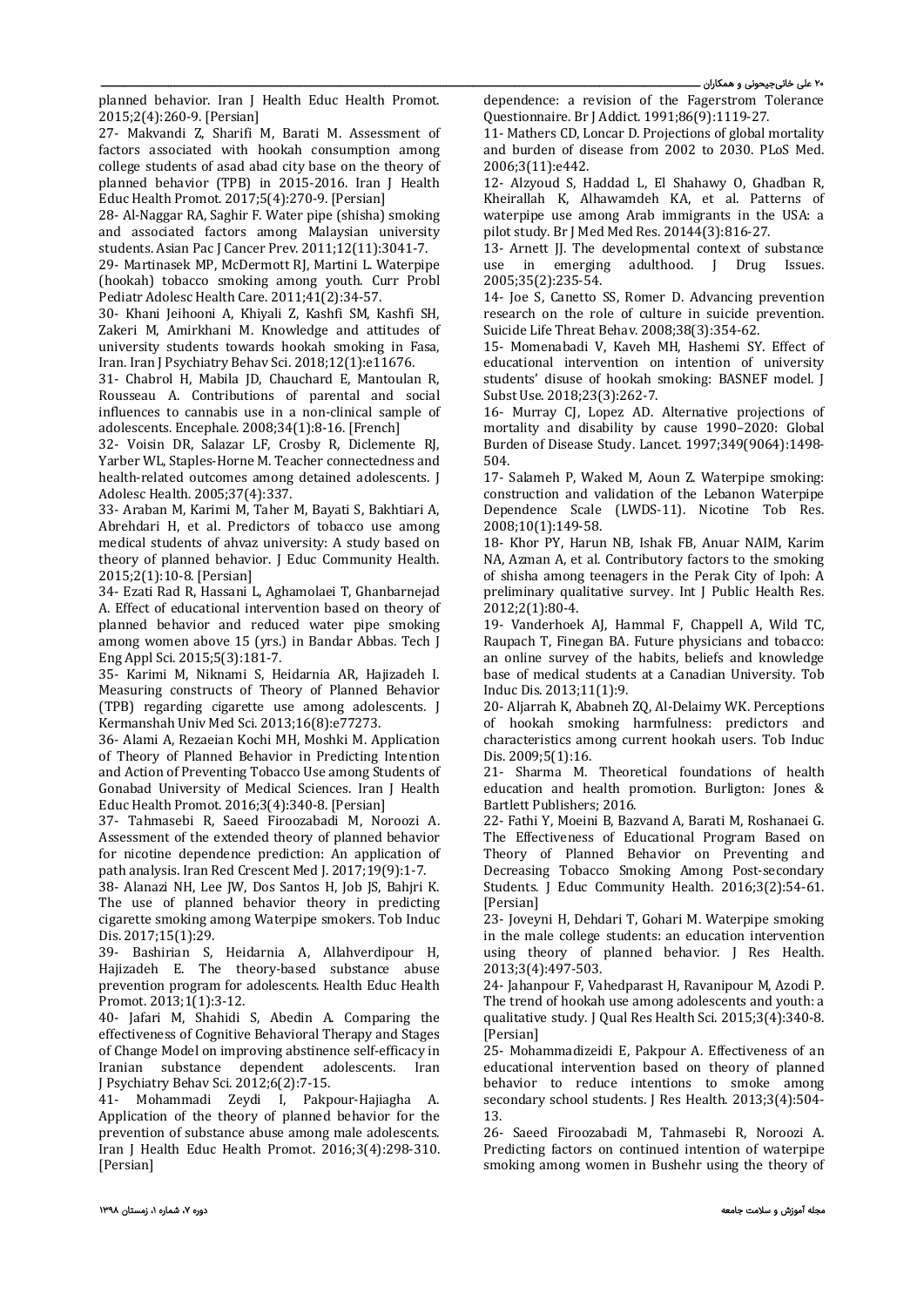planned behavior. Iran J Health Educ Health Promot. 2015;2(4):260-9. [Persian]

27- Makvandi Z, Sharifi M, Barati M. Assessment of factors associated with hookah consumption among college students of asad abad city base on the theory of planned behavior (TPB) in 2015-2016. Iran J Health Educ Health Promot. 2017;5(4):270-9. [Persian]

28- Al-Naggar RA, Saghir F. Water pipe (shisha) smoking and associated factors among Malaysian university students. Asian Pac J Cancer Prev. 2011;12(11):3041-7.

29- Martinasek MP, McDermott RJ, Martini L. Waterpipe (hookah) tobacco smoking among youth. Curr Probl Pediatr Adolesc Health Care. 2011;41(2):34-57.

30- Khani Jeihooni A, Khiyali Z, Kashfi SM, Kashfi SH, Zakeri M, Amirkhani M. Knowledge and attitudes of university students towards hookah smoking in Fasa, Iran. Iran J Psychiatry Behav Sci. 2018;12(1):e11676.

31- Chabrol H, Mabila JD, Chauchard E, Mantoulan R, Rousseau A. Contributions of parental and social influences to cannabis use in a non-clinical sample of adolescents. Encephale. 2008;34(1):8-16. [French]

32- Voisin DR, Salazar LF, Crosby R, Diclemente RJ, Yarber WL, Staples-Horne M. Teacher connectedness and health-related outcomes among detained adolescents. J Adolesc Health. 2005;37(4):337.

33- Araban M, Karimi M, Taher M, Bayati S, Bakhtiari A, Abrehdari H, et al. Predictors of tobacco use among medical students of ahvaz university: A study based on theory of planned behavior. J Educ Community Health. 2015;2(1):10-8. [Persian]

34- Ezati Rad R, Hassani L, Aghamolaei T, Ghanbarnejad A. Effect of educational intervention based on theory of planned behavior and reduced water pipe smoking among women above 15 (yrs.) in Bandar Abbas. Tech J Eng Appl Sci. 2015;5(3):181-7.

35- Karimi M, Niknami S, Heidarnia AR, Hajizadeh I. Measuring constructs of Theory of Planned Behavior (TPB) regarding cigarette use among adolescents. J Kermanshah Univ Med Sci. 2013;16(8):e77273.

36- Alami A, Rezaeian Kochi MH, Moshki M. Application of Theory of Planned Behavior in Predicting Intention and Action of Preventing Tobacco Use among Students of Gonabad University of Medical Sciences. Iran J Health Educ Health Promot. 2016;3(4):340-8. [Persian]

37- Tahmasebi R, Saeed Firoozabadi M, Noroozi A. Assessment of the extended theory of planned behavior for nicotine dependence prediction: An application of path analysis. Iran Red Crescent Med J. 2017;19(9):1-7.

38- Alanazi NH, Lee JW, Dos Santos H, Job JS, Bahjri K. The use of planned behavior theory in predicting cigarette smoking among Waterpipe smokers. Tob Induc Dis. 2017;15(1):29.

39- Bashirian S, Heidarnia A, Allahverdipour H, Hajizadeh E. The theory-based substance abuse prevention program for adolescents. Health Educ Health Promot. 2013;1(1):3-12.

40- Jafari M, Shahidi S, Abedin A. Comparing the effectiveness of Cognitive Behavioral Therapy and Stages of Change Model on improving abstinence self-efficacy in Iranian substance dependent adolescents. Iran J Psychiatry Behav Sci. 2012;6(2):7-15.

41- Mohammadi Zeydi I, Pakpour-Hajiagha A. Application of the theory of planned behavior for the prevention of substance abuse among male adolescents. Iran J Health Educ Health Promot. 2016;3(4):298-310. [Persian]

dependence: a revision of the Fagerstrom Tolerance Questionnaire. Br J Addict. 1991;86(9):1119-27.

11- Mathers CD, Loncar D. Projections of global mortality and burden of disease from 2002 to 2030. PLoS Med. 2006;3(11):e442.

12- Alzyoud S, Haddad L, El Shahawy O, Ghadban R, Kheirallah K, Alhawamdeh KA, et al. Patterns of waterpipe use among Arab immigrants in the USA: a pilot study. Br J Med Med Res. 20144(3):816-27.

13- Arnett JJ. The developmental context of substance use in emerging adulthood. J Drug Issues. 2005;35(2):235-54.

14- Joe S, Canetto SS, Romer D. Advancing prevention research on the role of culture in suicide prevention. Suicide Life Threat Behav. 2008;38(3):354-62.

15- Momenabadi V, Kaveh MH, Hashemi SY. Effect of educational intervention on intention of university students' disuse of hookah smoking: BASNEF model. J Subst Use. 2018;23(3):262-7.

16- Murray CJ, Lopez AD. Alternative projections of mortality and disability by cause 1990–2020: Global Burden of Disease Study. Lancet. 1997;349(9064):1498-504.

17- Salameh P, Waked M, Aoun Z. Waterpipe smoking: construction and validation of the Lebanon Waterpipe Dependence Scale (LWDS-11). Nicotine Tob Res. 2008;10(1):149-58.

18- Khor PY, Harun NB, Ishak FB, Anuar NAIM, Karim NA, Azman A, et al. Contributory factors to the smoking of shisha among teenagers in the Perak City of Ipoh: A preliminary qualitative survey. Int J Public Health Res. 2012;2(1):80-4.

19- Vanderhoek AJ, Hammal F, Chappell A, Wild TC, Raupach T, Finegan BA. Future physicians and tobacco: an online survey of the habits, beliefs and knowledge base of medical students at a Canadian University. Tob Induc Dis. 2013;11(1):9.

20- Aljarrah K, Ababneh ZQ, Al-Delaimy WK. Perceptions of hookah smoking harmfulness: predictors and characteristics among current hookah users. Tob Induc Dis. 2009;5(1):16.

21- Sharma M. Theoretical foundations of health education and health promotion. Burligton: Jones & Bartlett Publishers; 2016.

22- Fathi Y, Moeini B, Bazvand A, Barati M, Roshanaei G. The Effectiveness of Educational Program Based on Theory of Planned Behavior on Preventing and Decreasing Tobacco Smoking Among Post-secondary Students. J Educ Community Health. 2016;3(2):54-61. [Persian]

23- Joveyni H, Dehdari T, Gohari M. Waterpipe smoking in the male college students: an education intervention using theory of planned behavior. J Res Health. 2013;3(4):497-503.

24- Jahanpour F, Vahedparast H, Ravanipour M, Azodi P. The trend of hookah use among adolescents and youth: a qualitative study. J Qual Res Health Sci. 2015;3(4):340-8. [Persian]

25- Mohammadizeidi E, Pakpour A. Effectiveness of an educational intervention based on theory of planned behavior to reduce intentions to smoke among secondary school students. J Res Health. 2013;3(4):504-13.

26- Saeed Firoozabadi M, Tahmasebi R, Noroozi A. Predicting factors on continued intention of waterpipe smoking among women in Bushehr using the theory of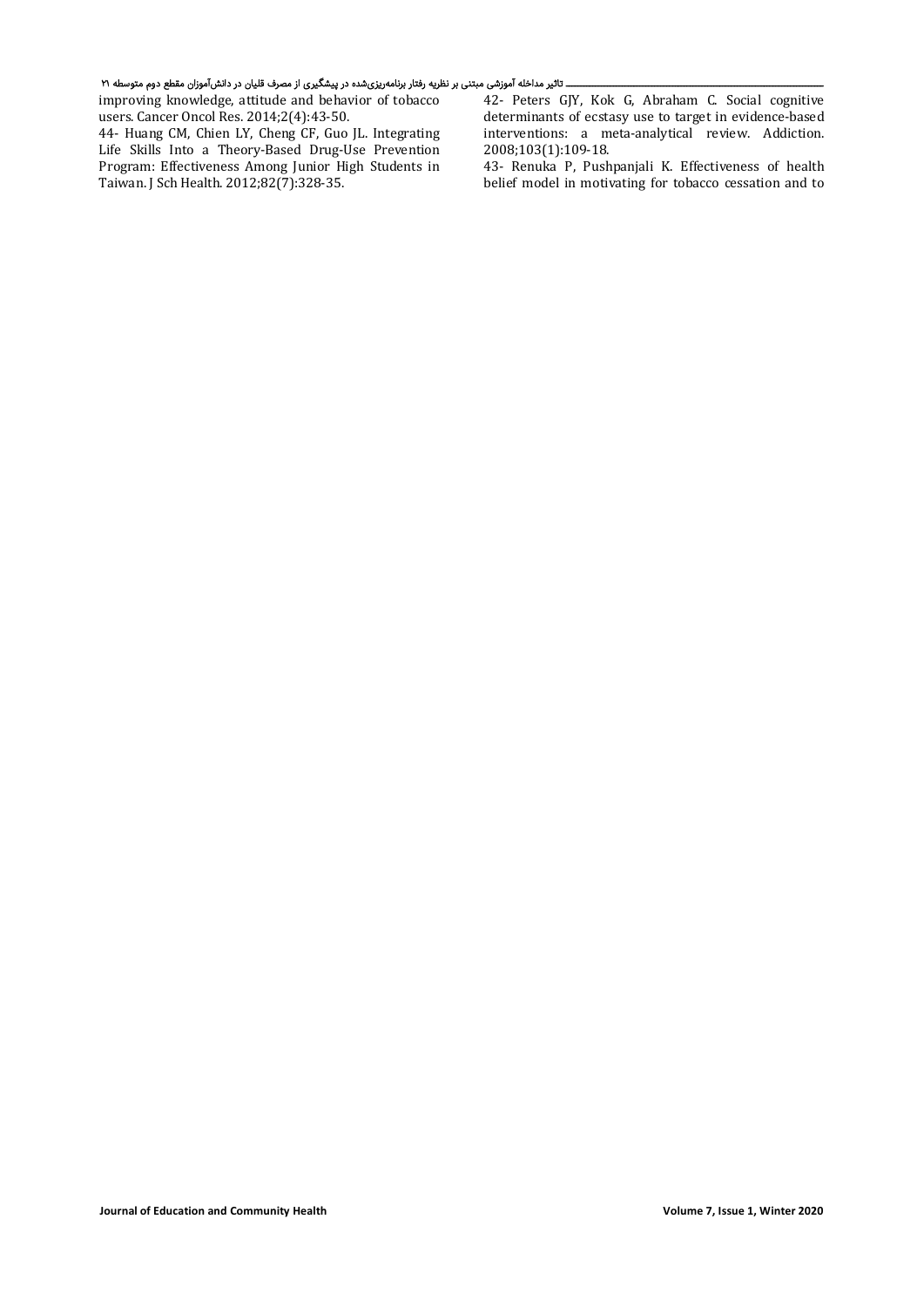42- Peters GJY, Kok G, Abraham C. Social cognitive determinants of ecstasy use to target in evidence-based interventions: a meta-analytical review. Addiction. 2008;103(1):109-18.

43- Renuka P, Pushpanjali K. Effectiveness of health belief model in motivating for tobacco cessation and to improving knowledge, attitude and behavior of tobacco users. Cancer Oncol Res. 2014;2(4):43-50.

44- Huang CM, Chien LY, Cheng CF, Guo JL. Integrating Life Skills Into a Theory-Based Drug-Use Prevention Program: Effectiveness Among Junior High Students in Taiwan. J Sch Health. 2012;82(7):328-35.